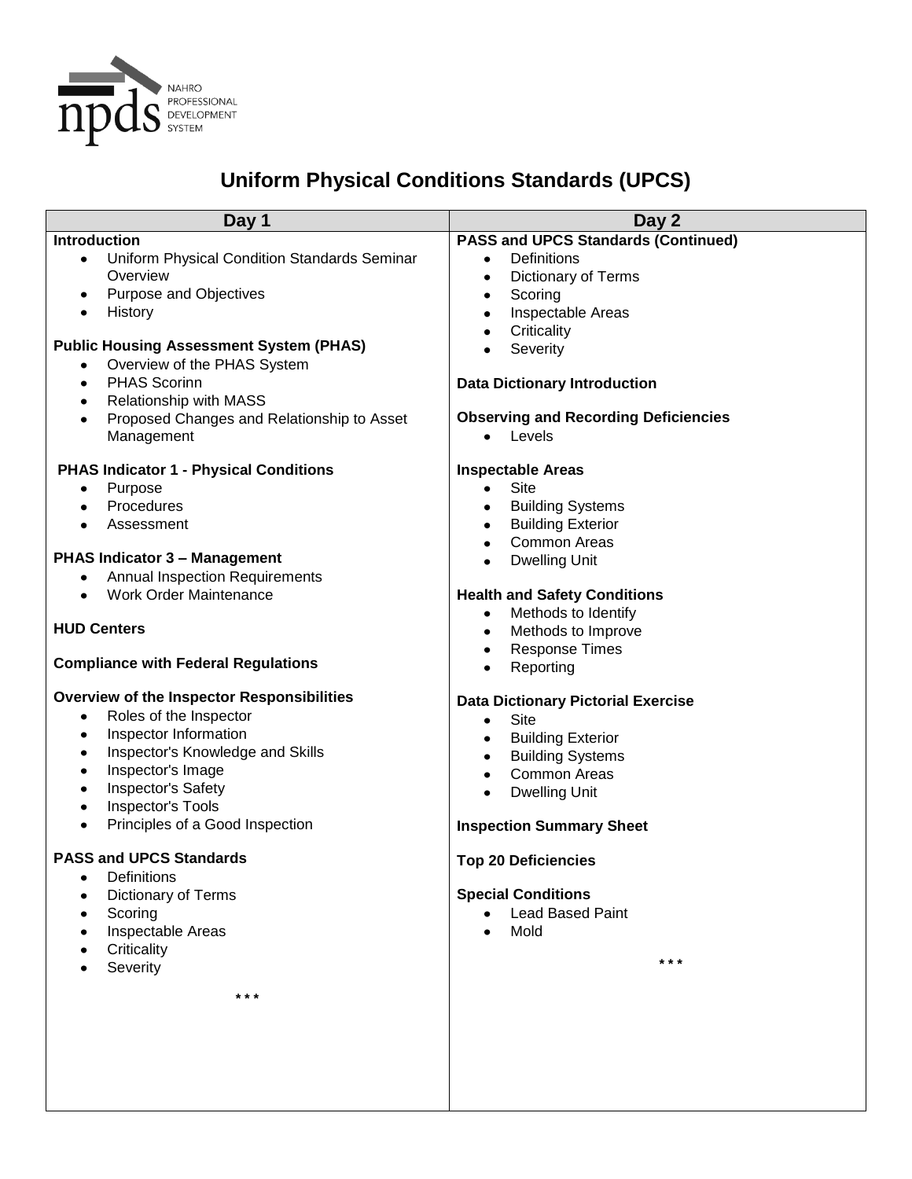NAHRO PROFESSIONAL DEVELOPMENT SYSTEM

# Uniform Physical Conditions Standards (UPCS)

## Day 1

**Introduction**

- Uniform Physical Condition Standards Seminar Overview
- Purpose and Objectives
- History

**Public Housing Assessment System (PHAS)**

- Overview of the PHAS System
- PHAS Scorinn
- Relationship with MASS
- Proposed Changes and Relationship to Asset Management

**PHAS Indicator 1 - Physical Conditions**

- Purpose
- Procedures
- Assessment

**PHAS Indicator 3 – Management**

- Annual Inspection Requirements
- Work Order Maintenance

**HUD Centers**

**Compliance with Federal Regulations**

**Overview of the Inspector Responsibilities**

- Roles of the Inspector
- Inspector Information
- Inspector's Knowledge and Skills
- Inspector's Image
- Inspector's Safety
- Inspector's Tools
- Principles of a Good Inspection

**PASS and UPCS Standards**

- Definitions
- Dictionary of Terms
- Scoring
- Inspectable Areas
- Criticality
- Severity

\* \* \*

## Day 2

**PASS and UPCS Standards (Continued)**

- Definitions
- Dictionary of Terms
- Scoring
- Inspectable Areas
- Criticality
- Severity

**Data Dictionary Introduction**

**Observing and Recording Deficiencies**

- Levels

**Inspectable Areas**

- Site
- Building Systems
- Building Exterior
- Common Areas
- Dwelling Unit

**Health and Safety Conditions**

- Methods to Identify
- Methods to Improve
- Response Times
- Reporting

**Data Dictionary Pictorial Exercise**

- Site
- Building Exterior
- Building Systems
- Common Areas
- Dwelling Unit

**Inspection Summary Sheet**

**Top 20 Deficiencies**

**Special Conditions**

- Lead Based Paint
- Mold

\* \* \*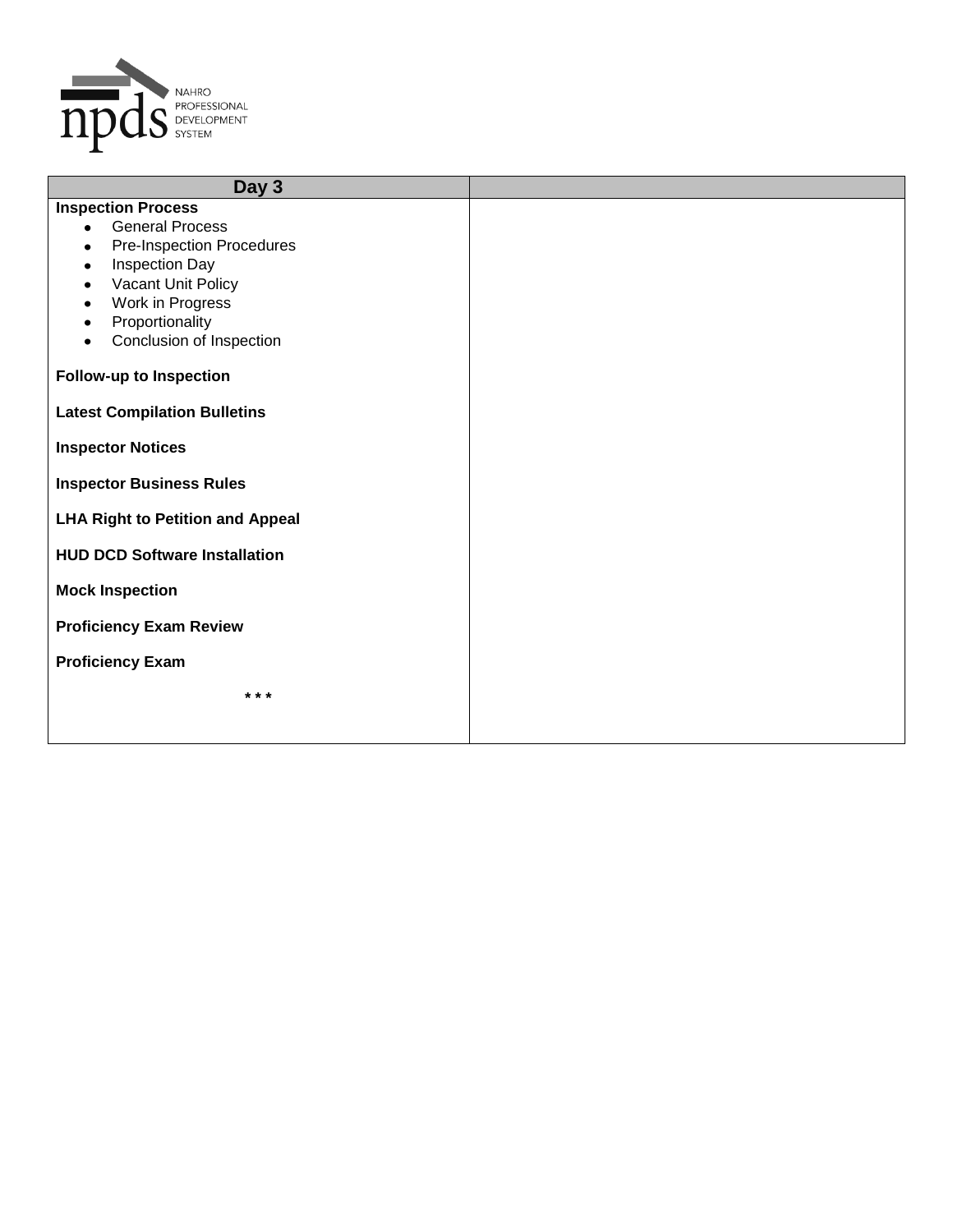| Day 3 | |
|---|---|
| **Inspection Process**<br>• General Process<br>• Pre-Inspection Procedures<br>• Inspection Day<br>• Vacant Unit Policy<br>• Work in Progress<br>• Proportionality<br>• Conclusion of Inspection<br><br>**Follow-up to Inspection**<br><br>**Latest Compilation Bulletins**<br><br>**Inspector Notices**<br><br>**Inspector Business Rules**<br><br>**LHA Right to Petition and Appeal**<br><br>**HUD DCD Software Installation**<br><br>**Mock Inspection**<br><br>**Proficiency Exam Review**<br><br>**Proficiency Exam**<br><br>* * * | |